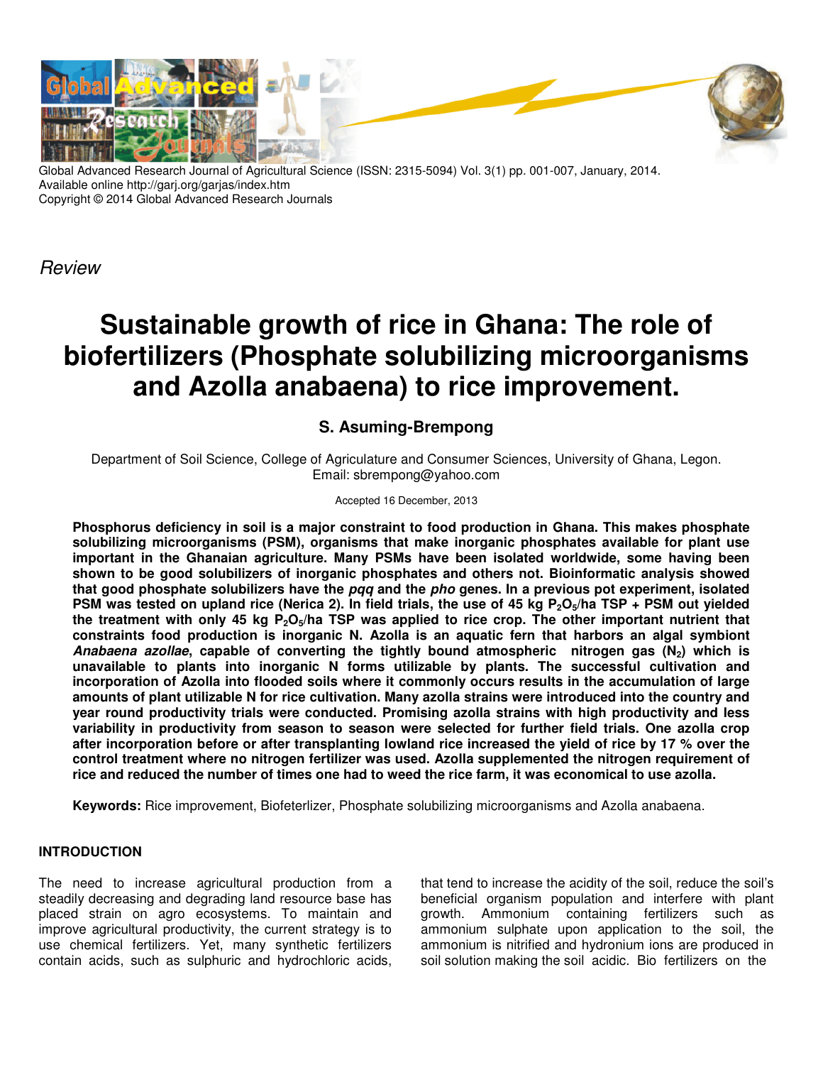Global Advanced Research Journal of Agricultural Science (ISSN: 2315-5094) Vol. 3(1) pp. 001-007, January, 2014.
Available online http://garj.org/garjas/index.htm
Copyright © 2014 Global Advanced Research Journals

*Review*

# Sustainable growth of rice in Ghana: The role of biofertilizers (Phosphate solubilizing microorganisms and Azolla anabaena) to rice improvement.

## S. Asuming-Brempong

Department of Soil Science, College of Agriculature and Consumer Sciences, University of Ghana, Legon.
Email: sbrempong@yahoo.com

Accepted 16 December, 2013

**Phosphorus deficiency in soil is a major constraint to food production in Ghana. This makes phosphate solubilizing microorganisms (PSM), organisms that make inorganic phosphates available for plant use important in the Ghanaian agriculture. Many PSMs have been isolated worldwide, some having been shown to be good solubilizers of inorganic phosphates and others not. Bioinformatic analysis showed that good phosphate solubilizers have the *pqq* and the *pho* genes. In a previous pot experiment, isolated PSM was tested on upland rice (Nerica 2). In field trials, the use of 45 kg $P_2O_5$/ha TSP + PSM out yielded the treatment with only 45 kg $P_2O_5$/ha TSP was applied to rice crop. The other important nutrient that constraints food production is inorganic N. Azolla is an aquatic fern that harbors an algal symbiont *Anabaena azollae*, capable of converting the tightly bound atmospheric nitrogen gas ($N_2$) which is unavailable to plants into inorganic N forms utilizable by plants. The successful cultivation and incorporation of Azolla into flooded soils where it commonly occurs results in the accumulation of large amounts of plant utilizable N for rice cultivation. Many azolla strains were introduced into the country and year round productivity trials were conducted. Promising azolla strains with high productivity and less variability in productivity from season to season were selected for further field trials. One azolla crop after incorporation before or after transplanting lowland rice increased the yield of rice by 17 % over the control treatment where no nitrogen fertilizer was used. Azolla supplemented the nitrogen requirement of rice and reduced the number of times one had to weed the rice farm, it was economical to use azolla.**

**Keywords:** Rice improvement, Biofeterlizer, Phosphate solubilizing microorganisms and Azolla anabaena.

## INTRODUCTION

The need to increase agricultural production from a steadily decreasing and degrading land resource base has placed strain on agro ecosystems. To maintain and improve agricultural productivity, the current strategy is to use chemical fertilizers. Yet, many synthetic fertilizers contain acids, such as sulphuric and hydrochloric acids, that tend to increase the acidity of the soil, reduce the soil's beneficial organism population and interfere with plant growth. Ammonium containing fertilizers such as ammonium sulphate upon application to the soil, the ammonium is nitrified and hydronium ions are produced in soil solution making the soil acidic. Bio fertilizers on the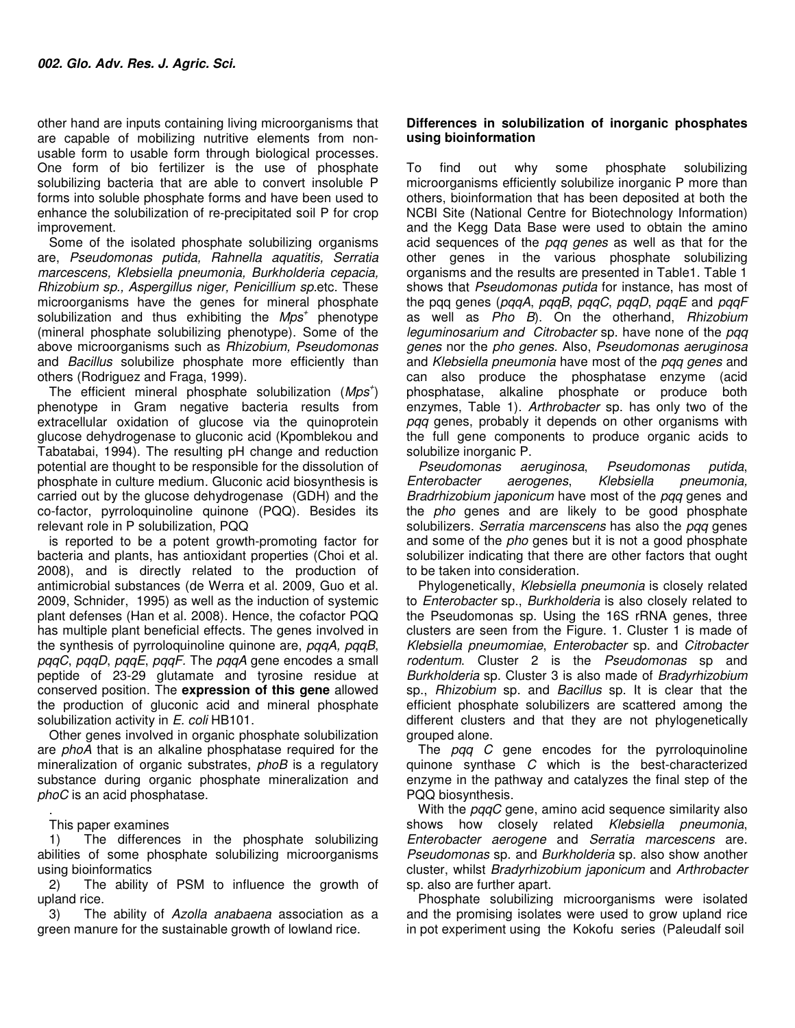other hand are inputs containing living microorganisms that are capable of mobilizing nutritive elements from non-usable form to usable form through biological processes. One form of bio fertilizer is the use of phosphate solubilizing bacteria that are able to convert insoluble P forms into soluble phosphate forms and have been used to enhance the solubilization of re-precipitated soil P for crop improvement.

Some of the isolated phosphate solubilizing organisms are, *Pseudomonas putida, Rahnella aquatitis, Serratia marcescens, Klebsiella pneumonia, Burkholderia cepacia, Rhizobium sp., Aspergillus niger, Penicillium sp.*etc. These microorganisms have the genes for mineral phosphate solubilization and thus exhibiting the *Mps*$^{+}$ phenotype (mineral phosphate solubilizing phenotype). Some of the above microorganisms such as *Rhizobium, Pseudomonas* and *Bacillus* solubilize phosphate more efficiently than others (Rodriguez and Fraga, 1999).

The efficient mineral phosphate solubilization (*Mps*$^{+}$) phenotype in Gram negative bacteria results from extracellular oxidation of glucose via the quinoprotein glucose dehydrogenase to gluconic acid (Kpomblekou and Tabatabai, 1994). The resulting pH change and reduction potential are thought to be responsible for the dissolution of phosphate in culture medium. Gluconic acid biosynthesis is carried out by the glucose dehydrogenase (GDH) and the co-factor, pyrroloquinoline quinone (PQQ). Besides its relevant role in P solubilization, PQQ

is reported to be a potent growth-promoting factor for bacteria and plants, has antioxidant properties (Choi et al. 2008), and is directly related to the production of antimicrobial substances (de Werra et al. 2009, Guo et al. 2009, Schnider, 1995) as well as the induction of systemic plant defenses (Han et al. 2008). Hence, the cofactor PQQ has multiple plant beneficial effects. The genes involved in the synthesis of pyrroloquinoline quinone are, *pqqA, pqqB*, *pqqC*, *pqqD*, *pqqE*, *pqqF.* The *pqqA* gene encodes a small peptide of 23-29 glutamate and tyrosine residue at conserved position. The **expression of this gene** allowed the production of gluconic acid and mineral phosphate solubilization activity in *E. coli* HB101.

Other genes involved in organic phosphate solubilization are *phoA* that is an alkaline phosphatase required for the mineralization of organic substrates, *phoB* is a regulatory substance during organic phosphate mineralization and *phoC* is an acid phosphatase.

This paper examines

1) The differences in the phosphate solubilizing abilities of some phosphate solubilizing microorganisms using bioinformatics
2) The ability of PSM to influence the growth of upland rice.
3) The ability of *Azolla anabaena* association as a green manure for the sustainable growth of lowland rice.

**Differences in solubilization of inorganic phosphates using bioinformation**

To find out why some phosphate solubilizing microorganisms efficiently solubilize inorganic P more than others, bioinformation that has been deposited at both the NCBI Site (National Centre for Biotechnology Information) and the Kegg Data Base were used to obtain the amino acid sequences of the *pqq genes* as well as that for the other genes in the various phosphate solubilizing organisms and the results are presented in Table1. Table 1 shows that *Pseudomonas putida* for instance, has most of the pqq genes (*pqqA*, *pqqB*, *pqqC*, *pqqD*, *pqqE* and *pqqF* as well as *Pho B*). On the otherhand, *Rhizobium leguminosarium and Citrobacter* sp. have none of the *pqq genes* nor the *pho genes.* Also, *Pseudomonas aeruginosa* and *Klebsiella pneumonia* have most of the *pqq genes* and can also produce the phosphatase enzyme (acid phosphatase, alkaline phosphate or produce both enzymes, Table 1). *Arthrobacter* sp. has only two of the *pqq* genes, probably it depends on other organisms with the full gene components to produce organic acids to solubilize inorganic P.

*Pseudomonas aeruginosa*, *Pseudomonas putida*, *Enterobacter aerogenes*, *Klebsiella pneumonia, Bradrhizobium japonicum* have most of the *pqq* genes and the *pho* genes and are likely to be good phosphate solubilizers. *Serratia marcenscens* has also the *pqq* genes and some of the *pho* genes but it is not a good phosphate solubilizer indicating that there are other factors that ought to be taken into consideration.

Phylogenetically, *Klebsiella pneumonia* is closely related to *Enterobacter* sp., *Burkholderia* is also closely related to the Pseudomonas sp. Using the 16S rRNA genes, three clusters are seen from the Figure. 1. Cluster 1 is made of *Klebsiella pneumomiae*, *Enterobacter* sp. and *Citrobacter rodentum*. Cluster 2 is the *Pseudomonas* sp and *Burkholderia* sp. Cluster 3 is also made of *Bradyrhizobium* sp., *Rhizobium* sp. and *Bacillus* sp. It is clear that the efficient phosphate solubilizers are scattered among the different clusters and that they are not phylogenetically grouped alone.

The *pqq C* gene encodes for the pyrroloquinoline quinone synthase *C* which is the best-characterized enzyme in the pathway and catalyzes the final step of the PQQ biosynthesis.

With the *pqqC* gene, amino acid sequence similarity also shows how closely related *Klebsiella pneumonia*, *Enterobacter aerogene* and *Serratia marcescens* are. *Pseudomonas* sp. and *Burkholderia* sp. also show another cluster, whilst *Bradyrhizobium japonicum* and *Arthrobacter* sp. also are further apart.

Phosphate solubilizing microorganisms were isolated and the promising isolates were used to grow upland rice in pot experiment using the Kokofu series (Paleudalf soil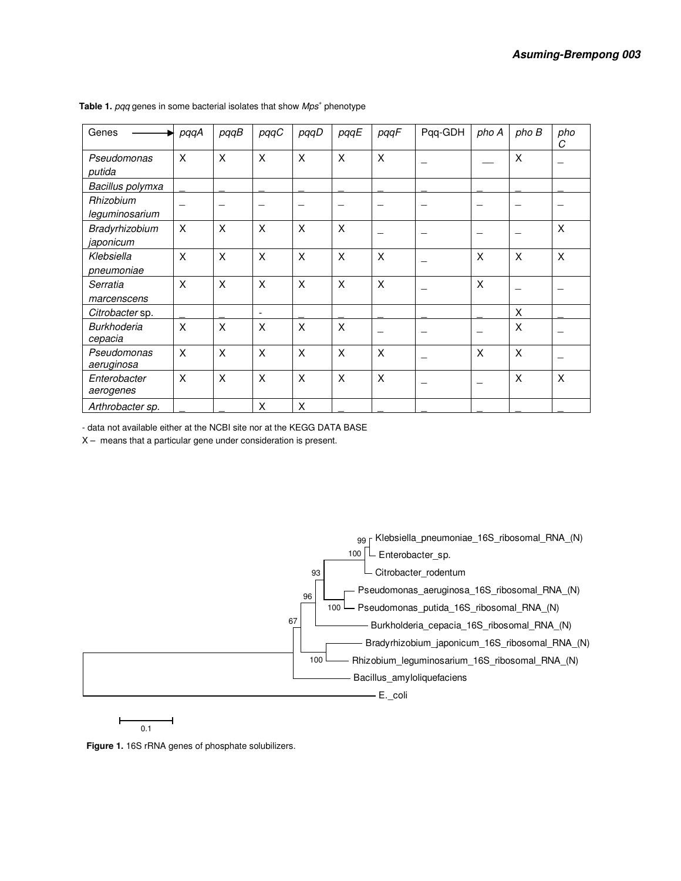**Table 1.** *pqq* genes in some bacterial isolates that show *Mps*[+] phenotype

| Genes → | *pqqA* | *pqqB* | *pqqC* | *pqqD* | *pqqE* | *pqqF* | Pqq-GDH | *pho A* | *pho B* | *pho C* |
|---|---|---|---|---|---|---|---|---|---|---|
| *Pseudomonas putida* | X | X | X | X | X | X | _ | __ | X | _ |
| *Bacillus polymxa* | _ | _ | _ | _ | _ | _ | _ | _ | _ | _ |
| *Rhizobium leguminosarium* | _ | _ | _ | _ | _ | _ | _ | _ | _ | _ |
| *Bradyrhizobium japonicum* | X | X | X | X | X | _ | _ | _ | _ | X |
| *Klebsiella pneumoniae* | X | X | X | X | X | X | _ | X | X | X |
| *Serratia marcenscens* | X | X | X | X | X | X | _ | X | _ | _ |
| *Citrobacter* sp. | _ | _ | - | _ | _ | _ | _ | _ | X | _ |
| *Burkhoderia cepacia* | X | X | X | X | X | _ | _ | _ | X | _ |
| *Pseudomonas aeruginosa* | X | X | X | X | X | X | _ | X | X | _ |
| *Enterobacter aerogenes* | X | X | X | X | X | X | _ | _ | X | X |
| *Arthrobacter sp.* | _ | _ | X | X | _ | _ | _ | _ | _ | _ |

- data not available either at the NCBI site nor at the KEGG DATA BASE

X – means that a particular gene under consideration is present.

**Figure 1.** 16S rRNA genes of phosphate solubilizers.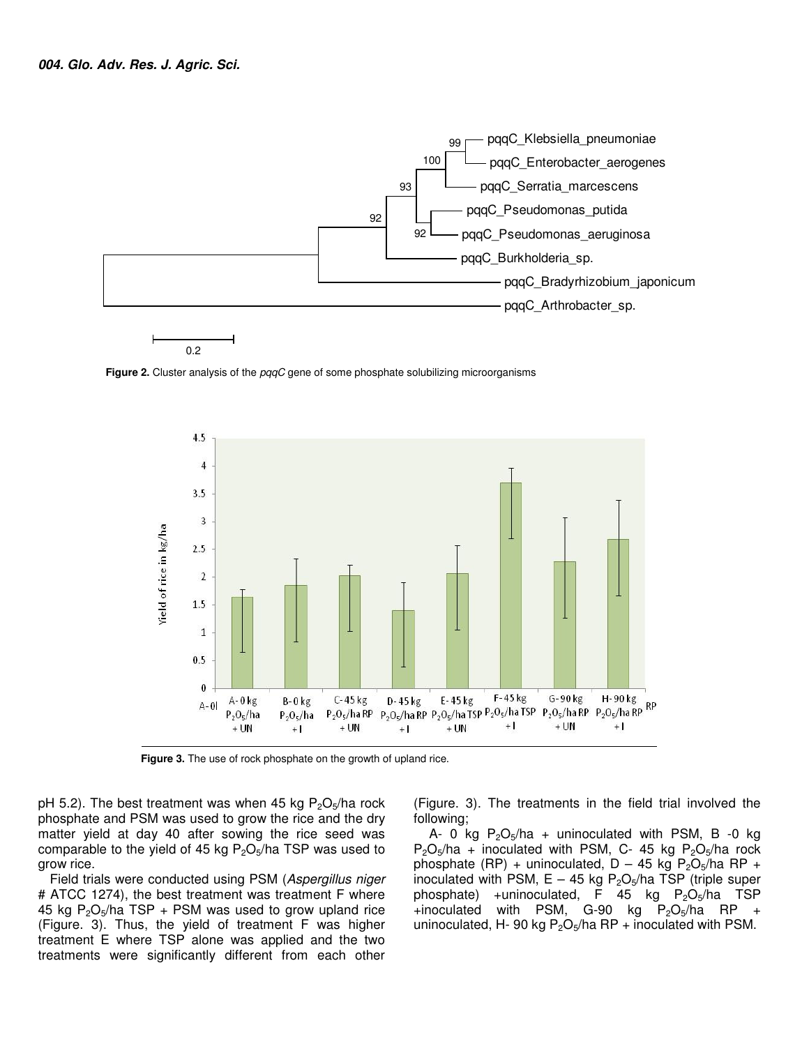**Figure 2.** Cluster analysis of the *pqqC* gene of some phosphate solubilizing microorganisms

**Figure 3.** The use of rock phosphate on the growth of upland rice.

pH 5.2). The best treatment was when 45 kg $P_2O_5$/ha rock phosphate and PSM was used to grow the rice and the dry matter yield at day 40 after sowing the rice seed was comparable to the yield of 45 kg $P_2O_5$/ha TSP was used to grow rice.

Field trials were conducted using PSM (*Aspergillus niger* # ATCC 1274), the best treatment was treatment F where 45 kg $P_2O_5$/ha TSP + PSM was used to grow upland rice (Figure. 3). Thus, the yield of treatment F was higher treatment E where TSP alone was applied and the two treatments were significantly different from each other (Figure. 3). The treatments in the field trial involved the following;

A- 0 kg $P_2O_5$/ha + uninoculated with PSM, B -0 kg $P_2O_5$/ha + inoculated with PSM, C- 45 kg $P_2O_5$/ha rock phosphate (RP) + uninoculated, D – 45 kg $P_2O_5$/ha RP + inoculated with PSM, E – 45 kg $P_2O_5$/ha TSP (triple super phosphate) +uninoculated, F 45 kg $P_2O_5$/ha TSP +inoculated with PSM, G-90 kg $P_2O_5$/ha RP + uninoculated, H- 90 kg $P_2O_5$/ha RP + inoculated with PSM.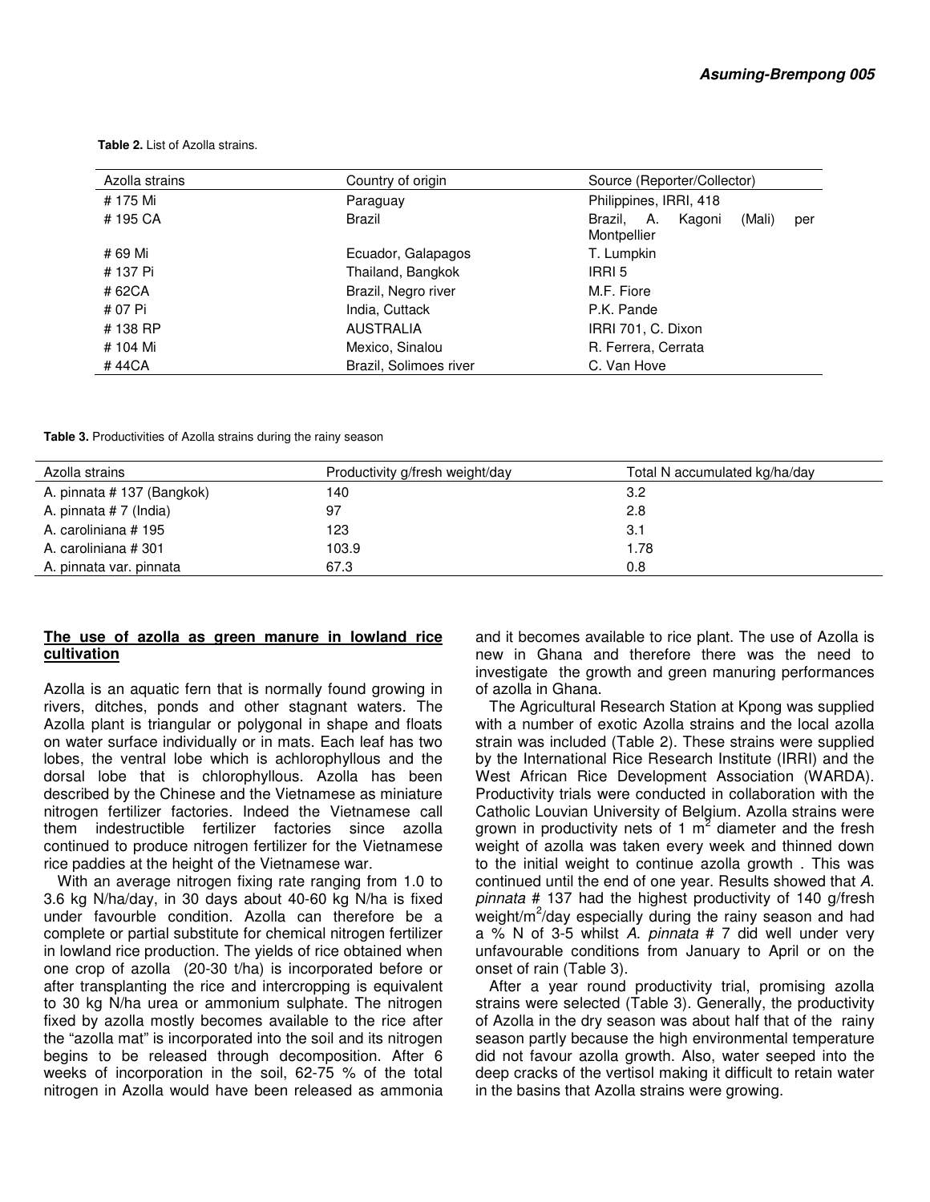**Table 2.** List of Azolla strains.

| Azolla strains | Country of origin | Source (Reporter/Collector) |
|---|---|---|
| # 175 Mi | Paraguay | Philippines, IRRI, 418 |
| # 195 CA | Brazil | Brazil, A. Kagoni (Mali) per Montpellier |
| # 69 Mi | Ecuador, Galapagos | T. Lumpkin |
| # 137 Pi | Thailand, Bangkok | IRRI 5 |
| # 62CA | Brazil, Negro river | M.F. Fiore |
| # 07 Pi | India, Cuttack | P.K. Pande |
| # 138 RP | AUSTRALIA | IRRI 701, C. Dixon |
| # 104 Mi | Mexico, Sinalou | R. Ferrera, Cerrata |
| # 44CA | Brazil, Solimoes river | C. Van Hove |

**Table 3.** Productivities of Azolla strains during the rainy season

| Azolla strains | Productivity g/fresh weight/day | Total N accumulated kg/ha/day |
|---|---|---|
| A. pinnata # 137 (Bangkok) | 140 | 3.2 |
| A. pinnata # 7 (India) | 97 | 2.8 |
| A. caroliniana # 195 | 123 | 3.1 |
| A. caroliniana # 301 | 103.9 | 1.78 |
| A. pinnata var. pinnata | 67.3 | 0.8 |

## The use of azolla as green manure in lowland rice cultivation

Azolla is an aquatic fern that is normally found growing in rivers, ditches, ponds and other stagnant waters. The Azolla plant is triangular or polygonal in shape and floats on water surface individually or in mats. Each leaf has two lobes, the ventral lobe which is achlorophyllous and the dorsal lobe that is chlorophyllous. Azolla has been described by the Chinese and the Vietnamese as miniature nitrogen fertilizer factories. Indeed the Vietnamese call them indestructible fertilizer factories since azolla continued to produce nitrogen fertilizer for the Vietnamese rice paddies at the height of the Vietnamese war.

With an average nitrogen fixing rate ranging from 1.0 to 3.6 kg N/ha/day, in 30 days about 40-60 kg N/ha is fixed under favourble condition. Azolla can therefore be a complete or partial substitute for chemical nitrogen fertilizer in lowland rice production. The yields of rice obtained when one crop of azolla (20-30 t/ha) is incorporated before or after transplanting the rice and intercropping is equivalent to 30 kg N/ha urea or ammonium sulphate. The nitrogen fixed by azolla mostly becomes available to the rice after the "azolla mat" is incorporated into the soil and its nitrogen begins to be released through decomposition. After 6 weeks of incorporation in the soil, 62-75 % of the total nitrogen in Azolla would have been released as ammonia and it becomes available to rice plant. The use of Azolla is new in Ghana and therefore there was the need to investigate the growth and green manuring performances of azolla in Ghana.

The Agricultural Research Station at Kpong was supplied with a number of exotic Azolla strains and the local azolla strain was included (Table 2). These strains were supplied by the International Rice Research Institute (IRRI) and the West African Rice Development Association (WARDA). Productivity trials were conducted in collaboration with the Catholic Louvian University of Belgium. Azolla strains were grown in productivity nets of 1 $m^2$ diameter and the fresh weight of azolla was taken every week and thinned down to the initial weight to continue azolla growth . This was continued until the end of one year. Results showed that *A. pinnata* # 137 had the highest productivity of 140 g/fresh weight/$m^2$/day especially during the rainy season and had a % N of 3-5 whilst *A. pinnata* # 7 did well under very unfavourable conditions from January to April or on the onset of rain (Table 3).

After a year round productivity trial, promising azolla strains were selected (Table 3). Generally, the productivity of Azolla in the dry season was about half that of the rainy season partly because the high environmental temperature did not favour azolla growth. Also, water seeped into the deep cracks of the vertisol making it difficult to retain water in the basins that Azolla strains were growing.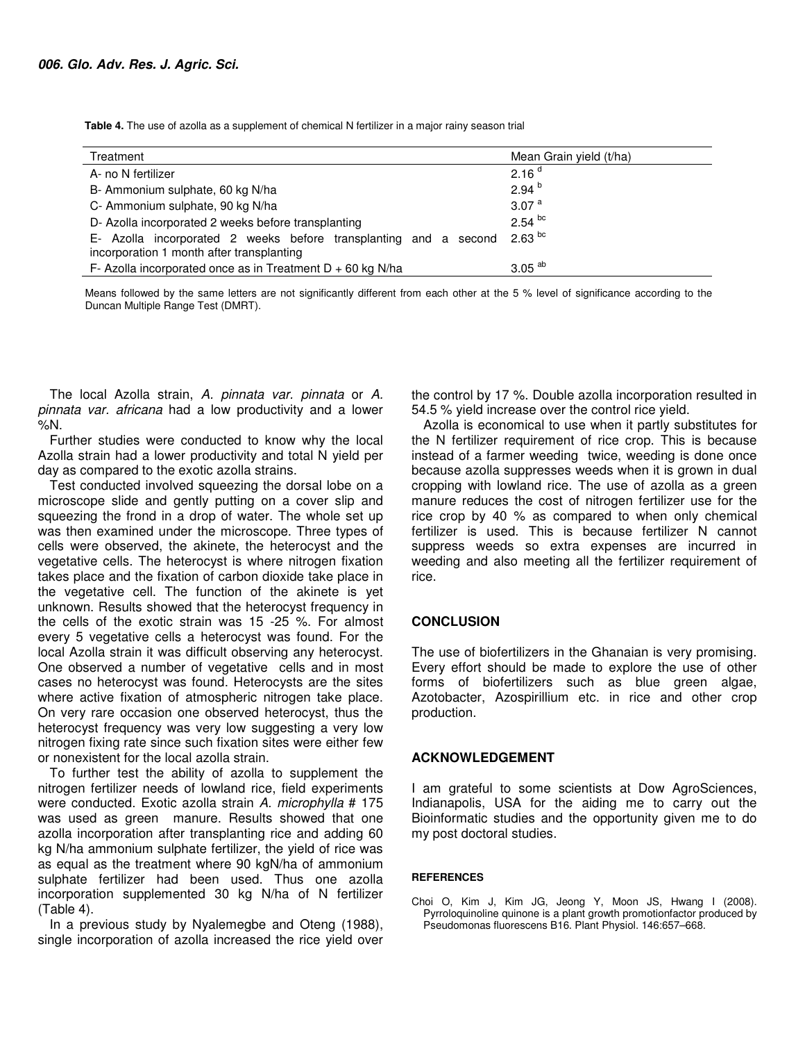**Table 4.** The use of azolla as a supplement of chemical N fertilizer in a major rainy season trial

| Treatment | Mean Grain yield (t/ha) |
|---|---|
| A- no N fertilizer | 2.16 $^{d}$ |
| B- Ammonium sulphate, 60 kg N/ha | 2.94 $^{b}$ |
| C- Ammonium sulphate, 90 kg N/ha | 3.07 $^{a}$ |
| D- Azolla incorporated 2 weeks before transplanting | 2.54 $^{bc}$ |
| E- Azolla incorporated 2 weeks before transplanting and a second incorporation 1 month after transplanting | 2.63 $^{bc}$ |
| F- Azolla incorporated once as in Treatment D + 60 kg N/ha | 3.05 $^{ab}$ |

Means followed by the same letters are not significantly different from each other at the 5 % level of significance according to the Duncan Multiple Range Test (DMRT).

The local Azolla strain, *A. pinnata var. pinnata* or *A. pinnata var. africana* had a low productivity and a lower %N.

Further studies were conducted to know why the local Azolla strain had a lower productivity and total N yield per day as compared to the exotic azolla strains.

Test conducted involved squeezing the dorsal lobe on a microscope slide and gently putting on a cover slip and squeezing the frond in a drop of water. The whole set up was then examined under the microscope. Three types of cells were observed, the akinete, the heterocyst and the vegetative cells. The heterocyst is where nitrogen fixation takes place and the fixation of carbon dioxide take place in the vegetative cell. The function of the akinete is yet unknown. Results showed that the heterocyst frequency in the cells of the exotic strain was 15 -25 %. For almost every 5 vegetative cells a heterocyst was found. For the local Azolla strain it was difficult observing any heterocyst. One observed a number of vegetative cells and in most cases no heterocyst was found. Heterocysts are the sites where active fixation of atmospheric nitrogen take place. On very rare occasion one observed heterocyst, thus the heterocyst frequency was very low suggesting a very low nitrogen fixing rate since such fixation sites were either few or nonexistent for the local azolla strain.

To further test the ability of azolla to supplement the nitrogen fertilizer needs of lowland rice, field experiments were conducted. Exotic azolla strain *A. microphylla* # 175 was used as green manure. Results showed that one azolla incorporation after transplanting rice and adding 60 kg N/ha ammonium sulphate fertilizer, the yield of rice was as equal as the treatment where 90 kgN/ha of ammonium sulphate fertilizer had been used. Thus one azolla incorporation supplemented 30 kg N/ha of N fertilizer (Table 4).

In a previous study by Nyalemegbe and Oteng (1988), single incorporation of azolla increased the rice yield over the control by 17 %. Double azolla incorporation resulted in 54.5 % yield increase over the control rice yield.

Azolla is economical to use when it partly substitutes for the N fertilizer requirement of rice crop. This is because instead of a farmer weeding twice, weeding is done once because azolla suppresses weeds when it is grown in dual cropping with lowland rice. The use of azolla as a green manure reduces the cost of nitrogen fertilizer use for the rice crop by 40 % as compared to when only chemical fertilizer is used. This is because fertilizer N cannot suppress weeds so extra expenses are incurred in weeding and also meeting all the fertilizer requirement of rice.

## CONCLUSION

The use of biofertilizers in the Ghanaian is very promising. Every effort should be made to explore the use of other forms of biofertilizers such as blue green algae, Azotobacter, Azospirillium etc. in rice and other crop production.

## ACKNOWLEDGEMENT

I am grateful to some scientists at Dow AgroSciences, Indianapolis, USA for the aiding me to carry out the Bioinformatic studies and the opportunity given me to do my post doctoral studies.

### REFERENCES

Choi O, Kim J, Kim JG, Jeong Y, Moon JS, Hwang I (2008). Pyrroloquinoline quinone is a plant growth promotionfactor produced by Pseudomonas fluorescens B16. Plant Physiol. 146:657–668.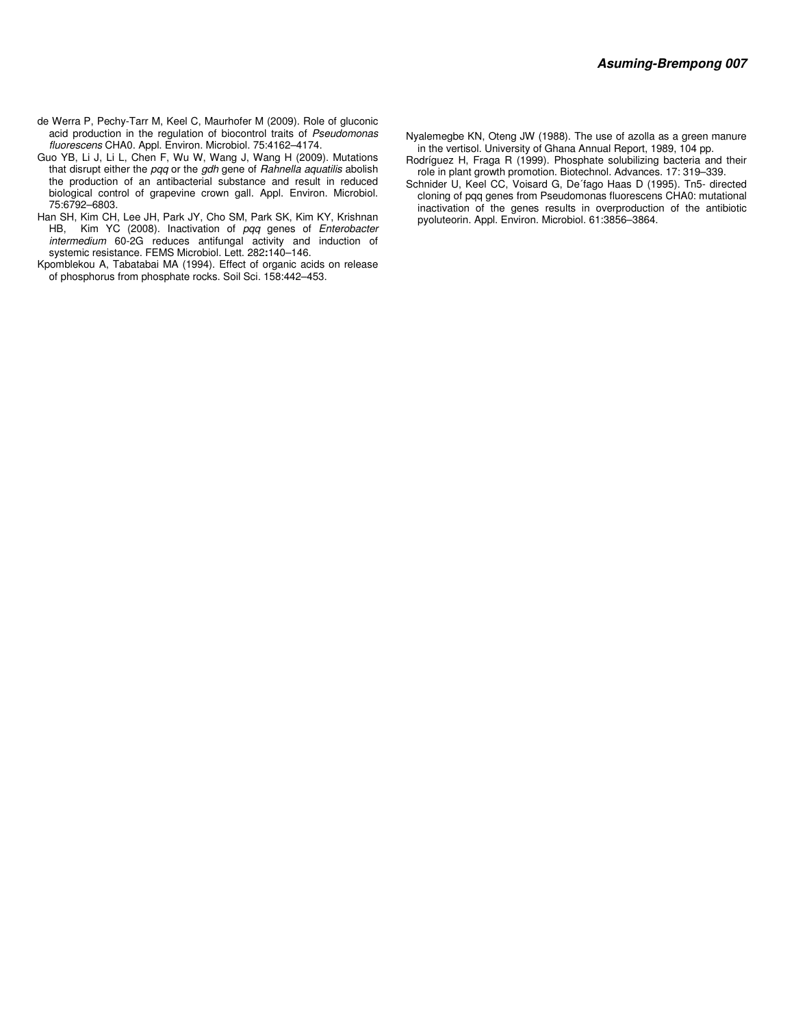de Werra P, Pechy-Tarr M, Keel C, Maurhofer M (2009). Role of gluconic acid production in the regulation of biocontrol traits of *Pseudomonas fluorescens* CHA0. Appl. Environ. Microbiol. 75:4162–4174.

Guo YB, Li J, Li L, Chen F, Wu W, Wang J, Wang H (2009). Mutations that disrupt either the *pqq* or the *gdh* gene of *Rahnella aquatilis* abolish the production of an antibacterial substance and result in reduced biological control of grapevine crown gall. Appl. Environ. Microbiol. 75:6792–6803.

Han SH, Kim CH, Lee JH, Park JY, Cho SM, Park SK, Kim KY, Krishnan HB, Kim YC (2008). Inactivation of *pqq* genes of *Enterobacter intermedium* 60-2G reduces antifungal activity and induction of systemic resistance. FEMS Microbiol. Lett. 282**:**140–146.

Kpomblekou A, Tabatabai MA (1994). Effect of organic acids on release of phosphorus from phosphate rocks. Soil Sci. 158:442–453.

Nyalemegbe KN, Oteng JW (1988). The use of azolla as a green manure in the vertisol. University of Ghana Annual Report, 1989, 104 pp.

Rodríguez H, Fraga R (1999). Phosphate solubilizing bacteria and their role in plant growth promotion. Biotechnol. Advances. 17: 319–339.

Schnider U, Keel CC, Voisard G, De´fago Haas D (1995). Tn5- directed cloning of pqq genes from Pseudomonas fluorescens CHA0: mutational inactivation of the genes results in overproduction of the antibiotic pyoluteorin. Appl. Environ. Microbiol. 61:3856–3864.